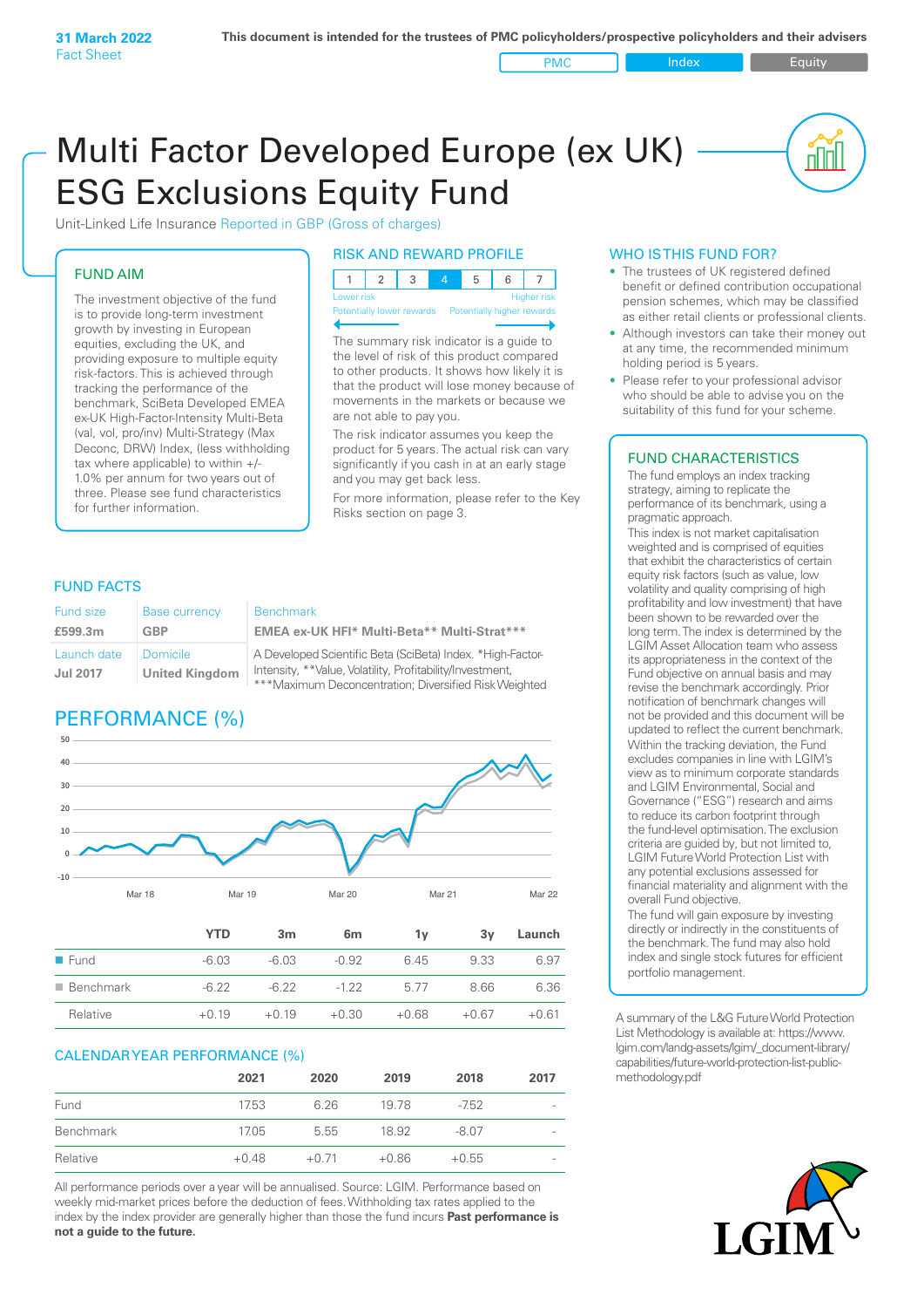**31 March 2022**
Fact Sheet

This document is intended for the trustees of PMC policyholders/prospective policyholders and their advisers

PMC | Index | Equity

# Multi Factor Developed Europe (ex UK) ESG Exclusions Equity Fund

Unit-Linked Life Insurance Reported in GBP (Gross of charges)

## FUND AIM

The investment objective of the fund is to provide long-term investment growth by investing in European equities, excluding the UK, and providing exposure to multiple equity risk-factors. This is achieved through tracking the performance of the benchmark, SciBeta Developed EMEA ex-UK High-Factor-Intensity Multi-Beta (val, vol, pro/inv) Multi-Strategy (Max Deconc, DRW) Index, (less withholding tax where applicable) to within +/- 1.0% per annum for two years out of three. Please see fund characteristics for further information.

## RISK AND REWARD PROFILE

| 1 | 2 | 3 | 4 | 5 | 6 | 7 |
|---|---|---|---|---|---|---|

Lower risk — Higher risk
Potentially lower rewards — Potentially higher rewards

The summary risk indicator is a guide to the level of risk of this product compared to other products. It shows how likely it is that the product will lose money because of movements in the markets or because we are not able to pay you.

The risk indicator assumes you keep the product for 5 years. The actual risk can vary significantly if you cash in at an early stage and you may get back less.

For more information, please refer to the Key Risks section on page 3.

## WHO IS THIS FUND FOR?

- The trustees of UK registered defined benefit or defined contribution occupational pension schemes, which may be classified as either retail clients or professional clients.
- Although investors can take their money out at any time, the recommended minimum holding period is 5 years.
- Please refer to your professional advisor who should be able to advise you on the suitability of this fund for your scheme.

## FUND FACTS

| Fund size | Base currency | Benchmark |
|---|---|---|
| **£599.3m** | **GBP** | **EMEA ex-UK HFI* Multi-Beta** Multi-Strat*** ** |
| Launch date | Domicile | A Developed Scientific Beta (SciBeta) Index. *High-Factor-Intensity, **Value, Volatility, Profitability/Investment, ***Maximum Deconcentration; Diversified Risk Weighted |
| **Jul 2017** | **United Kingdom** | |

## PERFORMANCE (%)

| | YTD | 3m | 6m | 1y | 3y | Launch |
|---|---|---|---|---|---|---|
| Fund | -6.03 | -6.03 | -0.92 | 6.45 | 9.33 | 6.97 |
| Benchmark | -6.22 | -6.22 | -1.22 | 5.77 | 8.66 | 6.36 |
| Relative | +0.19 | +0.19 | +0.30 | +0.68 | +0.67 | +0.61 |

## CALENDAR YEAR PERFORMANCE (%)

| | 2021 | 2020 | 2019 | 2018 | 2017 |
|---|---|---|---|---|---|
| Fund | 17.53 | 6.26 | 19.78 | -7.52 | - |
| Benchmark | 17.05 | 5.55 | 18.92 | -8.07 | - |
| Relative | +0.48 | +0.71 | +0.86 | +0.55 | - |

All performance periods over a year will be annualised. Source: LGIM. Performance based on weekly mid-market prices before the deduction of fees. Withholding tax rates applied to the index by the index provider are generally higher than those the fund incurs **Past performance is not a guide to the future.**

## FUND CHARACTERISTICS

The fund employs an index tracking strategy, aiming to replicate the performance of its benchmark, using a pragmatic approach.

This index is not market capitalisation weighted and is comprised of equities that exhibit the characteristics of certain equity risk factors (such as value, low volatility and quality comprising of high profitability and low investment) that have been shown to be rewarded over the long term. The index is determined by the LGIM Asset Allocation team who assess its appropriateness in the context of the Fund objective on annual basis and may revise the benchmark accordingly. Prior notification of benchmark changes will not be provided and this document will be updated to reflect the current benchmark.

Within the tracking deviation, the Fund excludes companies in line with LGIM's view as to minimum corporate standards and LGIM Environmental, Social and Governance ("ESG") research and aims to reduce its carbon footprint through the fund-level optimisation. The exclusion criteria are guided by, but not limited to, LGIM Future World Protection List with any potential exclusions assessed for financial materiality and alignment with the overall Fund objective.

The fund will gain exposure by investing directly or indirectly in the constituents of the benchmark. The fund may also hold index and single stock futures for efficient portfolio management.

A summary of the L&G Future World Protection List Methodology is available at: https://www.lgim.com/landg-assets/lgim/_document-library/capabilities/future-world-protection-list-public-methodology.pdf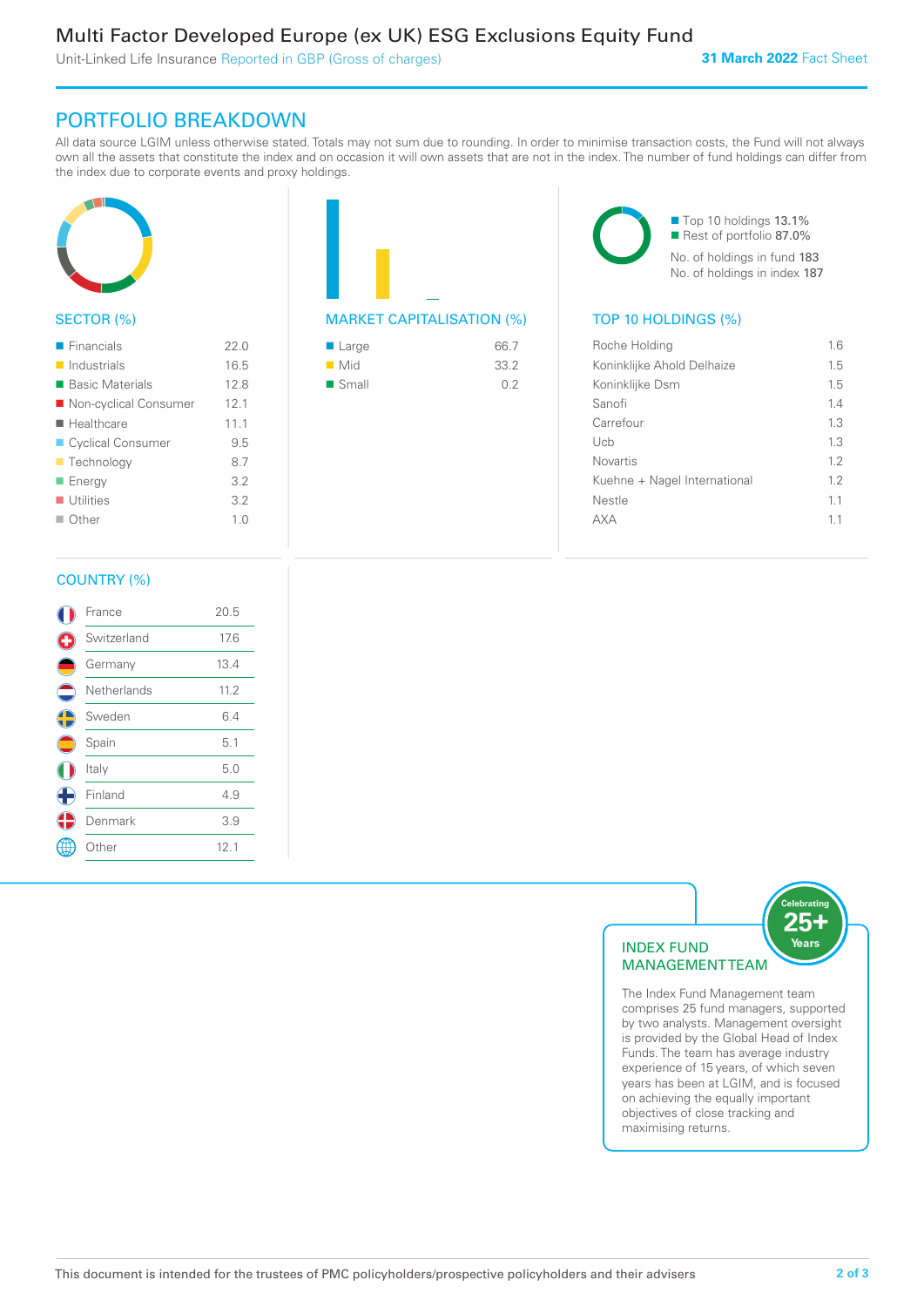# Multi Factor Developed Europe (ex UK) ESG Exclusions Equity Fund

Unit-Linked Life Insurance Reported in GBP (Gross of charges)

**31 March 2022** Fact Sheet

## PORTFOLIO BREAKDOWN

All data source LGIM unless otherwise stated. Totals may not sum due to rounding. In order to minimise transaction costs, the Fund will not always own all the assets that constitute the index and on occasion it will own assets that are not in the index. The number of fund holdings can differ from the index due to corporate events and proxy holdings.

### SECTOR (%)

| Sector | % |
|---|---|
| Financials | 22.0 |
| Industrials | 16.5 |
| Basic Materials | 12.8 |
| Non-cyclical Consumer | 12.1 |
| Healthcare | 11.1 |
| Cyclical Consumer | 9.5 |
| Technology | 8.7 |
| Energy | 3.2 |
| Utilities | 3.2 |
| Other | 1.0 |

### MARKET CAPITALISATION (%)

| Market Capitalisation | % |
|---|---|
| Large | 66.7 |
| Mid | 33.2 |
| Small | 0.2 |

Top 10 holdings 13.1%
Rest of portfolio 87.0%
No. of holdings in fund 183
No. of holdings in index 187

### TOP 10 HOLDINGS (%)

| Holding | % |
|---|---|
| Roche Holding | 1.6 |
| Koninklijke Ahold Delhaize | 1.5 |
| Koninklijke Dsm | 1.5 |
| Sanofi | 1.4 |
| Carrefour | 1.3 |
| Ucb | 1.3 |
| Novartis | 1.2 |
| Kuehne + Nagel International | 1.2 |
| Nestle | 1.1 |
| AXA | 1.1 |

### COUNTRY (%)

| Country | % |
|---|---|
| France | 20.5 |
| Switzerland | 17.6 |
| Germany | 13.4 |
| Netherlands | 11.2 |
| Sweden | 6.4 |
| Spain | 5.1 |
| Italy | 5.0 |
| Finland | 4.9 |
| Denmark | 3.9 |
| Other | 12.1 |

### INDEX FUND MANAGEMENT TEAM

Celebrating 25+ Years

The Index Fund Management team comprises 25 fund managers, supported by two analysts. Management oversight is provided by the Global Head of Index Funds. The team has average industry experience of 15 years, of which seven years has been at LGIM, and is focused on achieving the equally important objectives of close tracking and maximising returns.

This document is intended for the trustees of PMC policyholders/prospective policyholders and their advisers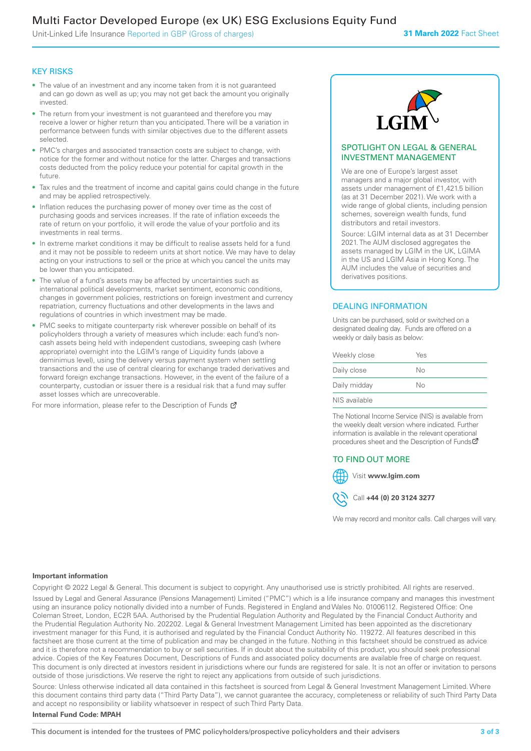# Multi Factor Developed Europe (ex UK) ESG Exclusions Equity Fund

Unit-Linked Life Insurance Reported in GBP (Gross of charges)

**31 March 2022** Fact Sheet

## KEY RISKS

- The value of an investment and any income taken from it is not guaranteed and can go down as well as up; you may not get back the amount you originally invested.
- The return from your investment is not guaranteed and therefore you may receive a lower or higher return than you anticipated. There will be a variation in performance between funds with similar objectives due to the different assets selected.
- PMC's charges and associated transaction costs are subject to change, with notice for the former and without notice for the latter. Charges and transactions costs deducted from the policy reduce your potential for capital growth in the future.
- Tax rules and the treatment of income and capital gains could change in the future and may be applied retrospectively.
- Inflation reduces the purchasing power of money over time as the cost of purchasing goods and services increases. If the rate of inflation exceeds the rate of return on your portfolio, it will erode the value of your portfolio and its investments in real terms.
- In extreme market conditions it may be difficult to realise assets held for a fund and it may not be possible to redeem units at short notice. We may have to delay acting on your instructions to sell or the price at which you cancel the units may be lower than you anticipated.
- The value of a fund's assets may be affected by uncertainties such as international political developments, market sentiment, economic conditions, changes in government policies, restrictions on foreign investment and currency repatriation, currency fluctuations and other developments in the laws and regulations of countries in which investment may be made.
- PMC seeks to mitigate counterparty risk wherever possible on behalf of its policyholders through a variety of measures which include: each fund's non-cash assets being held with independent custodians, sweeping cash (where appropriate) overnight into the LGIM's range of Liquidity funds (above a deminimus level), using the delivery versus payment system when settling transactions and the use of central clearing for exchange traded derivatives and forward foreign exchange transactions. However, in the event of the failure of a counterparty, custodian or issuer there is a residual risk that a fund may suffer asset losses which are unrecoverable.

For more information, please refer to the Description of Funds

## SPOTLIGHT ON LEGAL & GENERAL INVESTMENT MANAGEMENT

We are one of Europe's largest asset managers and a major global investor, with assets under management of £1,421.5 billion (as at 31 December 2021). We work with a wide range of global clients, including pension schemes, sovereign wealth funds, fund distributors and retail investors.

Source: LGIM internal data as at 31 December 2021. The AUM disclosed aggregates the assets managed by LGIM in the UK, LGIMA in the US and LGIM Asia in Hong Kong. The AUM includes the value of securities and derivatives positions.

## DEALING INFORMATION

Units can be purchased, sold or switched on a designated dealing day. Funds are offered on a weekly or daily basis as below:

| | |
|---|---|
| Weekly close | Yes |
| Daily close | No |
| Daily midday | No |
| NIS available | |

The Notional Income Service (NIS) is available from the weekly dealt version where indicated. Further information is available in the relevant operational procedures sheet and the Description of Funds

## TO FIND OUT MORE

Visit **www.lgim.com**

Call **+44 (0) 20 3124 3277**

We may record and monitor calls. Call charges will vary.

**Important information**

Copyright © 2022 Legal & General. This document is subject to copyright. Any unauthorised use is strictly prohibited. All rights are reserved.

Issued by Legal and General Assurance (Pensions Management) Limited ("PMC") which is a life insurance company and manages this investment using an insurance policy notionally divided into a number of Funds. Registered in England and Wales No. 01006112. Registered Office: One Coleman Street, London, EC2R 5AA. Authorised by the Prudential Regulation Authority and Regulated by the Financial Conduct Authority and the Prudential Regulation Authority No. 202202. Legal & General Investment Management Limited has been appointed as the discretionary investment manager for this Fund, it is authorised and regulated by the Financial Conduct Authority No. 119272. All features described in this factsheet are those current at the time of publication and may be changed in the future. Nothing in this factsheet should be construed as advice and it is therefore not a recommendation to buy or sell securities. If in doubt about the suitability of this product, you should seek professional advice. Copies of the Key Features Document, Descriptions of Funds and associated policy documents are available free of charge on request. This document is only directed at investors resident in jurisdictions where our funds are registered for sale. It is not an offer or invitation to persons outside of those jurisdictions. We reserve the right to reject any applications from outside of such jurisdictions.

Source: Unless otherwise indicated all data contained in this factsheet is sourced from Legal & General Investment Management Limited. Where this document contains third party data ("Third Party Data"), we cannot guarantee the accuracy, completeness or reliability of such Third Party Data and accept no responsibility or liability whatsoever in respect of such Third Party Data.

**Internal Fund Code: MPAH**

This document is intended for the trustees of PMC policyholders/prospective policyholders and their advisers